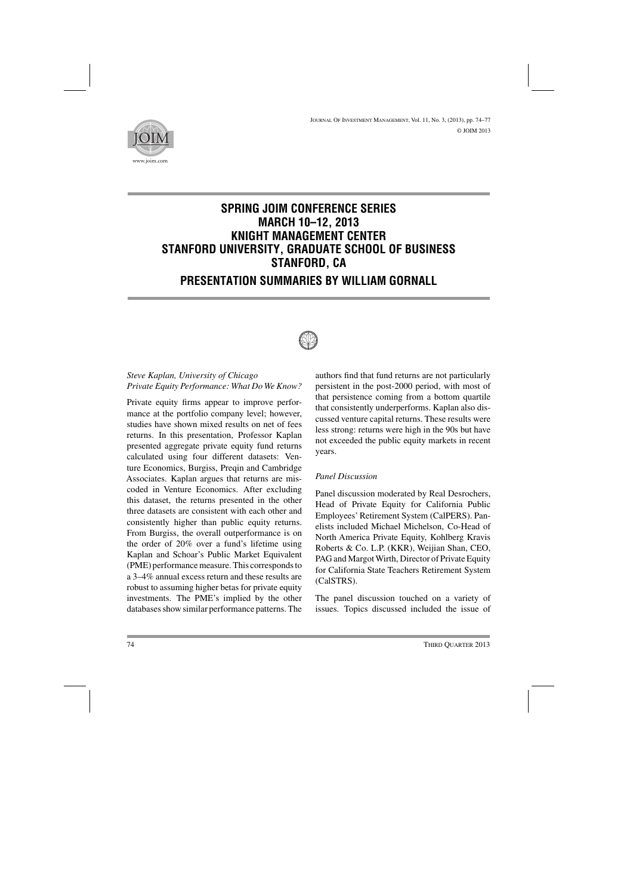# SPRING JOIM CONFERENCE SERIES MARCH 10–12, 2013 KNIGHT MANAGEMENT CENTER STANFORD UNIVERSITY, GRADUATE SCHOOL OF BUSINESS STANFORD, CA

## PRESENTATION SUMMARIES BY WILLIAM GORNALL

*Steve Kaplan, University of Chicago*
*Private Equity Performance: What Do We Know?*

Private equity firms appear to improve performance at the portfolio company level; however, studies have shown mixed results on net of fees returns. In this presentation, Professor Kaplan presented aggregate private equity fund returns calculated using four different datasets: Venture Economics, Burgiss, Preqin and Cambridge Associates. Kaplan argues that returns are miscoded in Venture Economics. After excluding this dataset, the returns presented in the other three datasets are consistent with each other and consistently higher than public equity returns. From Burgiss, the overall outperformance is on the order of 20% over a fund's lifetime using Kaplan and Schoar's Public Market Equivalent (PME) performance measure. This corresponds to a 3–4% annual excess return and these results are robust to assuming higher betas for private equity investments. The PME's implied by the other databases show similar performance patterns. The authors find that fund returns are not particularly persistent in the post-2000 period, with most of that persistence coming from a bottom quartile that consistently underperforms. Kaplan also discussed venture capital returns. These results were less strong: returns were high in the 90s but have not exceeded the public equity markets in recent years.

*Panel Discussion*

Panel discussion moderated by Real Desrochers, Head of Private Equity for California Public Employees' Retirement System (CalPERS). Panelists included Michael Michelson, Co-Head of North America Private Equity, Kohlberg Kravis Roberts & Co. L.P. (KKR), Weijian Shan, CEO, PAG and Margot Wirth, Director of Private Equity for California State Teachers Retirement System (CalSTRS).

The panel discussion touched on a variety of issues. Topics discussed included the issue of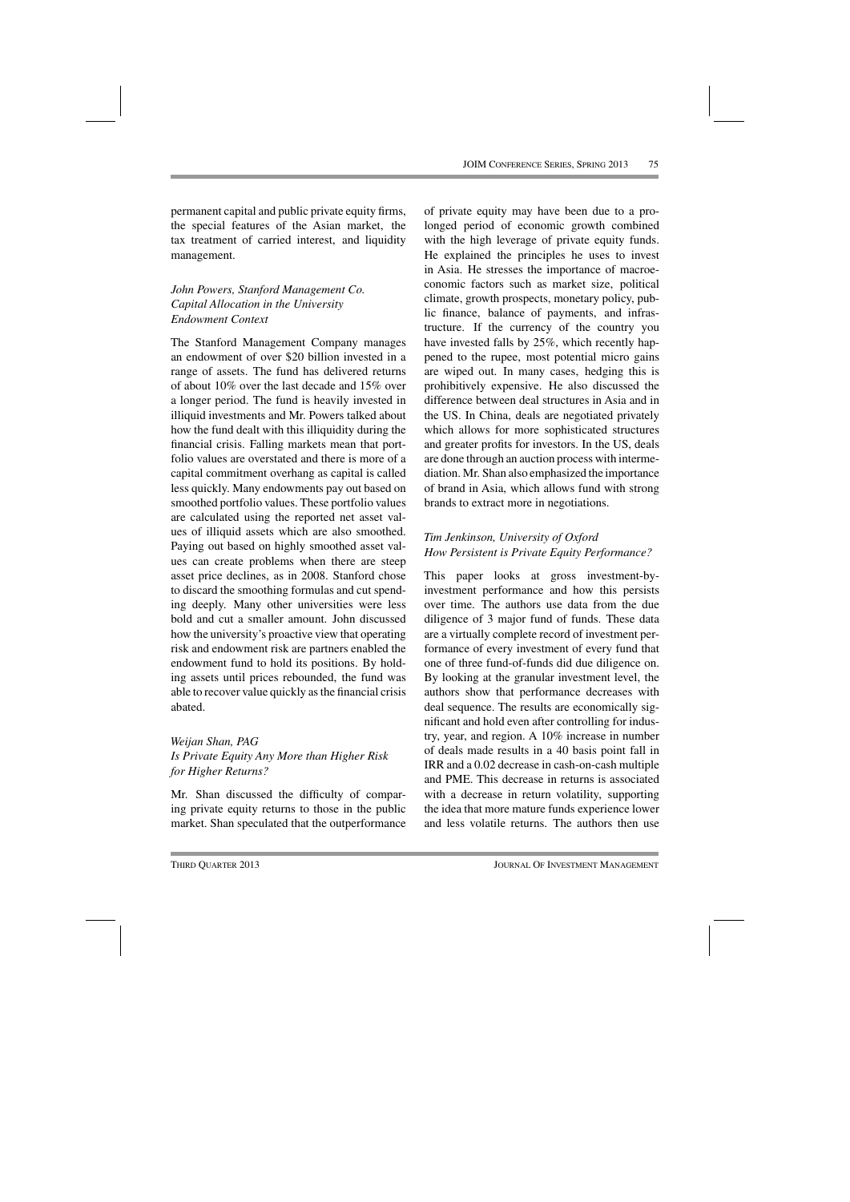permanent capital and public private equity firms, the special features of the Asian market, the tax treatment of carried interest, and liquidity management.

### *John Powers, Stanford Management Co.*
### *Capital Allocation in the University Endowment Context*

The Stanford Management Company manages an endowment of over \$20 billion invested in a range of assets. The fund has delivered returns of about 10% over the last decade and 15% over a longer period. The fund is heavily invested in illiquid investments and Mr. Powers talked about how the fund dealt with this illiquidity during the financial crisis. Falling markets mean that portfolio values are overstated and there is more of a capital commitment overhang as capital is called less quickly. Many endowments pay out based on smoothed portfolio values. These portfolio values are calculated using the reported net asset values of illiquid assets which are also smoothed. Paying out based on highly smoothed asset values can create problems when there are steep asset price declines, as in 2008. Stanford chose to discard the smoothing formulas and cut spending deeply. Many other universities were less bold and cut a smaller amount. John discussed how the university's proactive view that operating risk and endowment risk are partners enabled the endowment fund to hold its positions. By holding assets until prices rebounded, the fund was able to recover value quickly as the financial crisis abated.

### *Weijan Shan, PAG*
### *Is Private Equity Any More than Higher Risk for Higher Returns?*

Mr. Shan discussed the difficulty of comparing private equity returns to those in the public market. Shan speculated that the outperformance of private equity may have been due to a prolonged period of economic growth combined with the high leverage of private equity funds. He explained the principles he uses to invest in Asia. He stresses the importance of macroeconomic factors such as market size, political climate, growth prospects, monetary policy, public finance, balance of payments, and infrastructure. If the currency of the country you have invested falls by 25%, which recently happened to the rupee, most potential micro gains are wiped out. In many cases, hedging this is prohibitively expensive. He also discussed the difference between deal structures in Asia and in the US. In China, deals are negotiated privately which allows for more sophisticated structures and greater profits for investors. In the US, deals are done through an auction process with intermediation. Mr. Shan also emphasized the importance of brand in Asia, which allows fund with strong brands to extract more in negotiations.

### *Tim Jenkinson, University of Oxford*
### *How Persistent is Private Equity Performance?*

This paper looks at gross investment-by-investment performance and how this persists over time. The authors use data from the due diligence of 3 major fund of funds. These data are a virtually complete record of investment performance of every investment of every fund that one of three fund-of-funds did due diligence on. By looking at the granular investment level, the authors show that performance decreases with deal sequence. The results are economically significant and hold even after controlling for industry, year, and region. A 10% increase in number of deals made results in a 40 basis point fall in IRR and a 0.02 decrease in cash-on-cash multiple and PME. This decrease in returns is associated with a decrease in return volatility, supporting the idea that more mature funds experience lower and less volatile returns. The authors then use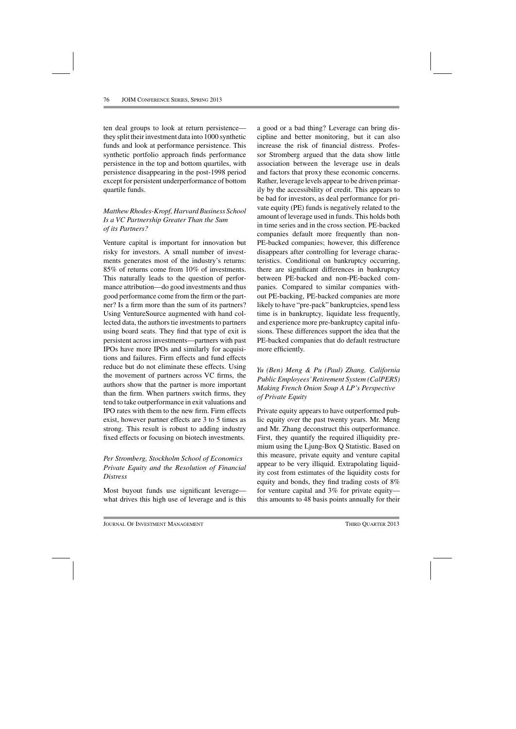ten deal groups to look at return persistence—they split their investment data into 1000 synthetic funds and look at performance persistence. This synthetic portfolio approach finds performance persistence in the top and bottom quartiles, with persistence disappearing in the post-1998 period except for persistent underperformance of bottom quartile funds.

*Matthew Rhodes-Kropf, Harvard Business School*
*Is a VC Partnership Greater Than the Sum of its Partners?*

Venture capital is important for innovation but risky for investors. A small number of investments generates most of the industry's returns: 85% of returns come from 10% of investments. This naturally leads to the question of performance attribution—do good investments and thus good performance come from the firm or the partner? Is a firm more than the sum of its partners? Using VentureSource augmented with hand collected data, the authors tie investments to partners using board seats. They find that type of exit is persistent across investments—partners with past IPOs have more IPOs and similarly for acquisitions and failures. Firm effects and fund effects reduce but do not eliminate these effects. Using the movement of partners across VC firms, the authors show that the partner is more important than the firm. When partners switch firms, they tend to take outperformance in exit valuations and IPO rates with them to the new firm. Firm effects exist, however partner effects are 3 to 5 times as strong. This result is robust to adding industry fixed effects or focusing on biotech investments.

*Per Stromberg, Stockholm School of Economics*
*Private Equity and the Resolution of Financial Distress*

Most buyout funds use significant leverage—what drives this high use of leverage and is this a good or a bad thing? Leverage can bring discipline and better monitoring, but it can also increase the risk of financial distress. Professor Stromberg argued that the data show little association between the leverage use in deals and factors that proxy these economic concerns. Rather, leverage levels appear to be driven primarily by the accessibility of credit. This appears to be bad for investors, as deal performance for private equity (PE) funds is negatively related to the amount of leverage used in funds. This holds both in time series and in the cross section. PE-backed companies default more frequently than non-PE-backed companies; however, this difference disappears after controlling for leverage characteristics. Conditional on bankruptcy occurring, there are significant differences in bankruptcy between PE-backed and non-PE-backed companies. Compared to similar companies without PE-backing, PE-backed companies are more likely to have "pre-pack" bankruptcies, spend less time is in bankruptcy, liquidate less frequently, and experience more pre-bankruptcy capital infusions. These differences support the idea that the PE-backed companies that do default restructure more efficiently.

*Yu (Ben) Meng & Pu (Paul) Zhang, California Public Employees' Retirement System (CalPERS)*
*Making French Onion Soup A LP's Perspective of Private Equity*

Private equity appears to have outperformed public equity over the past twenty years. Mr. Meng and Mr. Zhang deconstruct this outperformance. First, they quantify the required illiquidity premium using the Ljung-Box Q Statistic. Based on this measure, private equity and venture capital appear to be very illiquid. Extrapolating liquidity cost from estimates of the liquidity costs for equity and bonds, they find trading costs of 8% for venture capital and 3% for private equity—this amounts to 48 basis points annually for their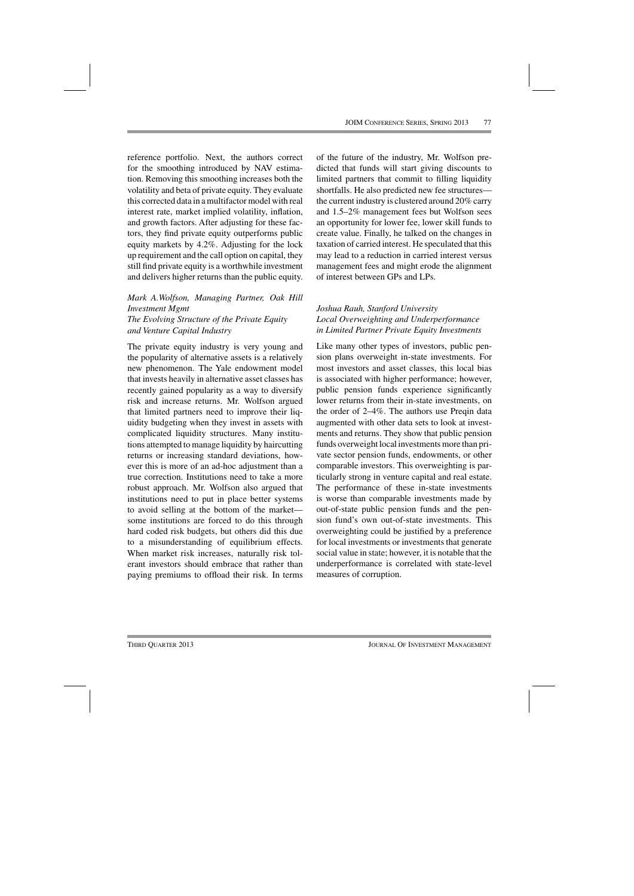reference portfolio. Next, the authors correct for the smoothing introduced by NAV estimation. Removing this smoothing increases both the volatility and beta of private equity. They evaluate this corrected data in a multifactor model with real interest rate, market implied volatility, inflation, and growth factors. After adjusting for these factors, they find private equity outperforms public equity markets by 4.2%. Adjusting for the lock up requirement and the call option on capital, they still find private equity is a worthwhile investment and delivers higher returns than the public equity.

*Mark A.Wolfson, Managing Partner, Oak Hill Investment Mgmt*
*The Evolving Structure of the Private Equity and Venture Capital Industry*

The private equity industry is very young and the popularity of alternative assets is a relatively new phenomenon. The Yale endowment model that invests heavily in alternative asset classes has recently gained popularity as a way to diversify risk and increase returns. Mr. Wolfson argued that limited partners need to improve their liquidity budgeting when they invest in assets with complicated liquidity structures. Many institutions attempted to manage liquidity by haircutting returns or increasing standard deviations, however this is more of an ad-hoc adjustment than a true correction. Institutions need to take a more robust approach. Mr. Wolfson also argued that institutions need to put in place better systems to avoid selling at the bottom of the market—some institutions are forced to do this through hard coded risk budgets, but others did this due to a misunderstanding of equilibrium effects. When market risk increases, naturally risk tolerant investors should embrace that rather than paying premiums to offload their risk. In terms of the future of the industry, Mr. Wolfson predicted that funds will start giving discounts to limited partners that commit to filling liquidity shortfalls. He also predicted new fee structures—the current industry is clustered around 20% carry and 1.5–2% management fees but Wolfson sees an opportunity for lower fee, lower skill funds to create value. Finally, he talked on the changes in taxation of carried interest. He speculated that this may lead to a reduction in carried interest versus management fees and might erode the alignment of interest between GPs and LPs.

*Joshua Rauh, Stanford University*
*Local Overweighting and Underperformance in Limited Partner Private Equity Investments*

Like many other types of investors, public pension plans overweight in-state investments. For most investors and asset classes, this local bias is associated with higher performance; however, public pension funds experience significantly lower returns from their in-state investments, on the order of 2–4%. The authors use Preqin data augmented with other data sets to look at investments and returns. They show that public pension funds overweight local investments more than private sector pension funds, endowments, or other comparable investors. This overweighting is particularly strong in venture capital and real estate. The performance of these in-state investments is worse than comparable investments made by out-of-state public pension funds and the pension fund's own out-of-state investments. This overweighting could be justified by a preference for local investments or investments that generate social value in state; however, it is notable that the underperformance is correlated with state-level measures of corruption.